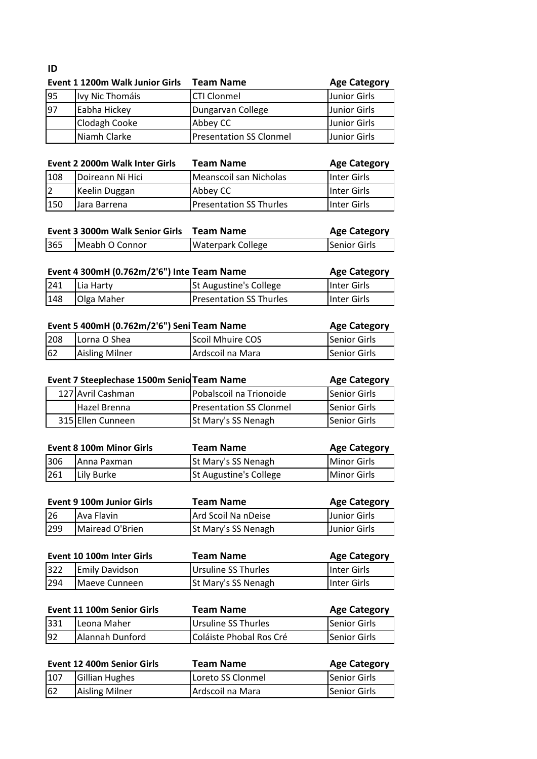**ID**

| | Event 1 1200m Walk Junior Girls | Team Name | Age Category |
|---|---|---|---|
| 95 | Ivy Nic Thomáis | CTI Clonmel | Junior Girls |
| 97 | Eabha Hickey | Dungarvan College | Junior Girls |
| | Clodagh Cooke | Abbey CC | Junior Girls |
| | Niamh Clarke | Presentation SS Clonmel | Junior Girls |

| | Event 2 2000m Walk Inter Girls | Team Name | Age Category |
|---|---|---|---|
| 108 | Doireann Ni Hici | Meanscoil san Nicholas | Inter Girls |
| 2 | Keelin Duggan | Abbey CC | Inter Girls |
| 150 | Jara Barrena | Presentation SS Thurles | Inter Girls |

| | Event 3 3000m Walk Senior Girls | Team Name | Age Category |
|---|---|---|---|
| 365 | Meabh O Connor | Waterpark College | Senior Girls |

| | Event 4 300mH (0.762m/2'6") Inte | Team Name | Age Category |
|---|---|---|---|
| 241 | Lia Harty | St Augustine's College | Inter Girls |
| 148 | Olga Maher | Presentation SS Thurles | Inter Girls |

| | Event 5 400mH (0.762m/2'6") Seni | Team Name | Age Category |
|---|---|---|---|
| 208 | Lorna O Shea | Scoil Mhuire COS | Senior Girls |
| 62 | Aisling Milner | Ardscoil na Mara | Senior Girls |

| | Event 7 Steeplechase 1500m Senio | Team Name | Age Category |
|---|---|---|---|
| 127 | Avril Cashman | Pobalscoil na Trionoide | Senior Girls |
| | Hazel Brenna | Presentation SS Clonmel | Senior Girls |
| 315 | Ellen Cunneen | St Mary's SS Nenagh | Senior Girls |

| | Event 8 100m Minor Girls | Team Name | Age Category |
|---|---|---|---|
| 306 | Anna Paxman | St Mary's SS Nenagh | Minor Girls |
| 261 | Lily Burke | St Augustine's College | Minor Girls |

| | Event 9 100m Junior Girls | Team Name | Age Category |
|---|---|---|---|
| 26 | Ava Flavin | Ard Scoil Na nDeise | Junior Girls |
| 299 | Mairead O'Brien | St Mary's SS Nenagh | Junior Girls |

| | Event 10 100m Inter Girls | Team Name | Age Category |
|---|---|---|---|
| 322 | Emily Davidson | Ursuline SS Thurles | Inter Girls |
| 294 | Maeve Cunneen | St Mary's SS Nenagh | Inter Girls |

| | Event 11 100m Senior Girls | Team Name | Age Category |
|---|---|---|---|
| 331 | Leona Maher | Ursuline SS Thurles | Senior Girls |
| 92 | Alannah Dunford | Coláiste Phobal Ros Cré | Senior Girls |

| | Event 12 400m Senior Girls | Team Name | Age Category |
|---|---|---|---|
| 107 | Gillian Hughes | Loreto SS Clonmel | Senior Girls |
| 62 | Aisling Milner | Ardscoil na Mara | Senior Girls |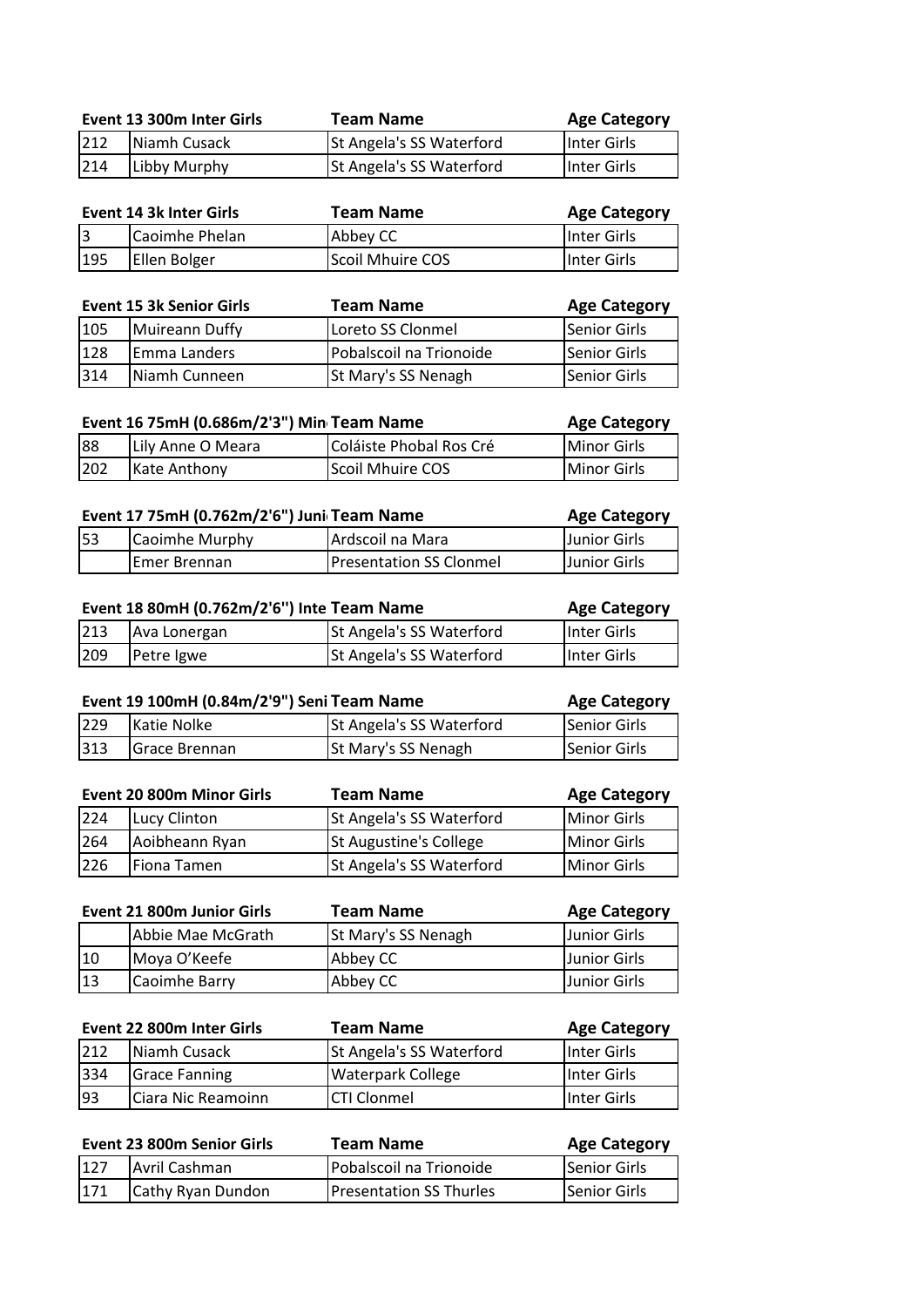| | Event 13 300m Inter Girls | Team Name | Age Category |
|---|---|---|---|
| 212 | Niamh Cusack | St Angela's SS Waterford | Inter Girls |
| 214 | Libby Murphy | St Angela's SS Waterford | Inter Girls |

| | Event 14 3k Inter Girls | Team Name | Age Category |
|---|---|---|---|
| 3 | Caoimhe Phelan | Abbey CC | Inter Girls |
| 195 | Ellen Bolger | Scoil Mhuire COS | Inter Girls |

| | Event 15 3k Senior Girls | Team Name | Age Category |
|---|---|---|---|
| 105 | Muireann Duffy | Loreto SS Clonmel | Senior Girls |
| 128 | Emma Landers | Pobalscoil na Trionoide | Senior Girls |
| 314 | Niamh Cunneen | St Mary's SS Nenagh | Senior Girls |

| | Event 16 75mH (0.686m/2'3") Min | Team Name | Age Category |
|---|---|---|---|
| 88 | Lily Anne O Meara | Coláiste Phobal Ros Cré | Minor Girls |
| 202 | Kate Anthony | Scoil Mhuire COS | Minor Girls |

| | Event 17 75mH (0.762m/2'6") Juni | Team Name | Age Category |
|---|---|---|---|
| 53 | Caoimhe Murphy | Ardscoil na Mara | Junior Girls |
| | Emer Brennan | Presentation SS Clonmel | Junior Girls |

| | Event 18 80mH (0.762m/2'6'') Inte | Team Name | Age Category |
|---|---|---|---|
| 213 | Ava Lonergan | St Angela's SS Waterford | Inter Girls |
| 209 | Petre Igwe | St Angela's SS Waterford | Inter Girls |

| | Event 19 100mH (0.84m/2'9") Seni | Team Name | Age Category |
|---|---|---|---|
| 229 | Katie Nolke | St Angela's SS Waterford | Senior Girls |
| 313 | Grace Brennan | St Mary's SS Nenagh | Senior Girls |

| | Event 20 800m Minor Girls | Team Name | Age Category |
|---|---|---|---|
| 224 | Lucy Clinton | St Angela's SS Waterford | Minor Girls |
| 264 | Aoibheann Ryan | St Augustine's College | Minor Girls |
| 226 | Fiona Tamen | St Angela's SS Waterford | Minor Girls |

| | Event 21 800m Junior Girls | Team Name | Age Category |
|---|---|---|---|
| | Abbie Mae McGrath | St Mary's SS Nenagh | Junior Girls |
| 10 | Moya O'Keefe | Abbey CC | Junior Girls |
| 13 | Caoimhe Barry | Abbey CC | Junior Girls |

| | Event 22 800m Inter Girls | Team Name | Age Category |
|---|---|---|---|
| 212 | Niamh Cusack | St Angela's SS Waterford | Inter Girls |
| 334 | Grace Fanning | Waterpark College | Inter Girls |
| 93 | Ciara Nic Reamoinn | CTI Clonmel | Inter Girls |

| | Event 23 800m Senior Girls | Team Name | Age Category |
|---|---|---|---|
| 127 | Avril Cashman | Pobalscoil na Trionoide | Senior Girls |
| 171 | Cathy Ryan Dundon | Presentation SS Thurles | Senior Girls |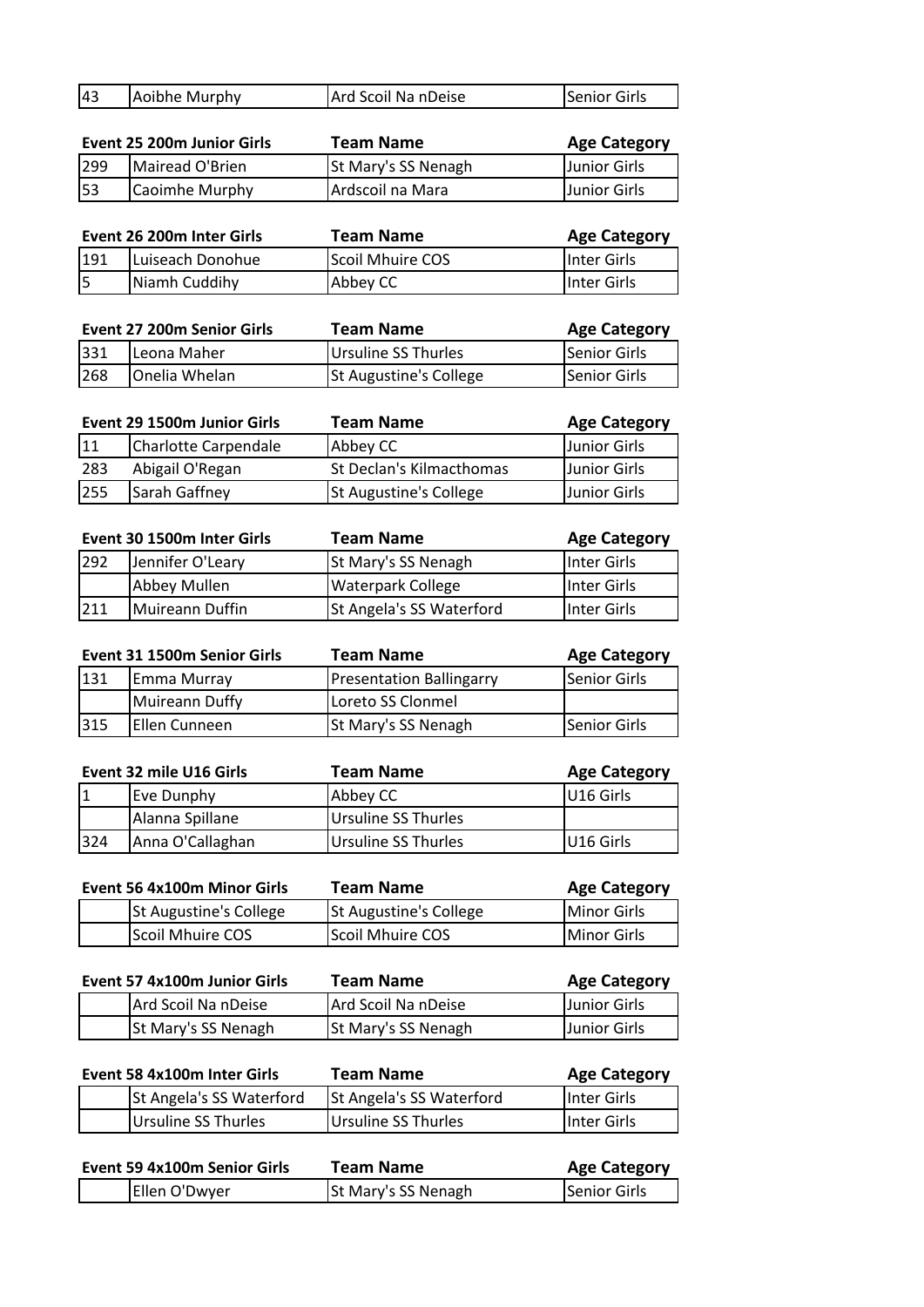| | | | |
|---|---|---|---|
| 43 | Aoibhe Murphy | Ard Scoil Na nDeise | Senior Girls |

| Event 25 200m Junior Girls | | Team Name | Age Category |
|---|---|---|---|
| 299 | Mairead O'Brien | St Mary's SS Nenagh | Junior Girls |
| 53 | Caoimhe Murphy | Ardscoil na Mara | Junior Girls |

| Event 26 200m Inter Girls | | Team Name | Age Category |
|---|---|---|---|
| 191 | Luiseach Donohue | Scoil Mhuire COS | Inter Girls |
| 5 | Niamh Cuddihy | Abbey CC | Inter Girls |

| Event 27 200m Senior Girls | | Team Name | Age Category |
|---|---|---|---|
| 331 | Leona Maher | Ursuline SS Thurles | Senior Girls |
| 268 | Onelia Whelan | St Augustine's College | Senior Girls |

| Event 29 1500m Junior Girls | | Team Name | Age Category |
|---|---|---|---|
| 11 | Charlotte Carpendale | Abbey CC | Junior Girls |
| 283 | Abigail O'Regan | St Declan's Kilmacthomas | Junior Girls |
| 255 | Sarah Gaffney | St Augustine's College | Junior Girls |

| Event 30 1500m Inter Girls | | Team Name | Age Category |
|---|---|---|---|
| 292 | Jennifer O'Leary | St Mary's SS Nenagh | Inter Girls |
| | Abbey Mullen | Waterpark College | Inter Girls |
| 211 | Muireann Duffin | St Angela's SS Waterford | Inter Girls |

| Event 31 1500m Senior Girls | | Team Name | Age Category |
|---|---|---|---|
| 131 | Emma Murray | Presentation Ballingarry | Senior Girls |
| | Muireann Duffy | Loreto SS Clonmel | |
| 315 | Ellen Cunneen | St Mary's SS Nenagh | Senior Girls |

| Event 32 mile U16 Girls | | Team Name | Age Category |
|---|---|---|---|
| 1 | Eve Dunphy | Abbey CC | U16 Girls |
| | Alanna Spillane | Ursuline SS Thurles | |
| 324 | Anna O'Callaghan | Ursuline SS Thurles | U16 Girls |

| Event 56 4x100m Minor Girls | | Team Name | Age Category |
|---|---|---|---|
| | St Augustine's College | St Augustine's College | Minor Girls |
| | Scoil Mhuire COS | Scoil Mhuire COS | Minor Girls |

| Event 57 4x100m Junior Girls | | Team Name | Age Category |
|---|---|---|---|
| | Ard Scoil Na nDeise | Ard Scoil Na nDeise | Junior Girls |
| | St Mary's SS Nenagh | St Mary's SS Nenagh | Junior Girls |

| Event 58 4x100m Inter Girls | | Team Name | Age Category |
|---|---|---|---|
| | St Angela's SS Waterford | St Angela's SS Waterford | Inter Girls |
| | Ursuline SS Thurles | Ursuline SS Thurles | Inter Girls |

| Event 59 4x100m Senior Girls | | Team Name | Age Category |
|---|---|---|---|
| | Ellen O'Dwyer | St Mary's SS Nenagh | Senior Girls |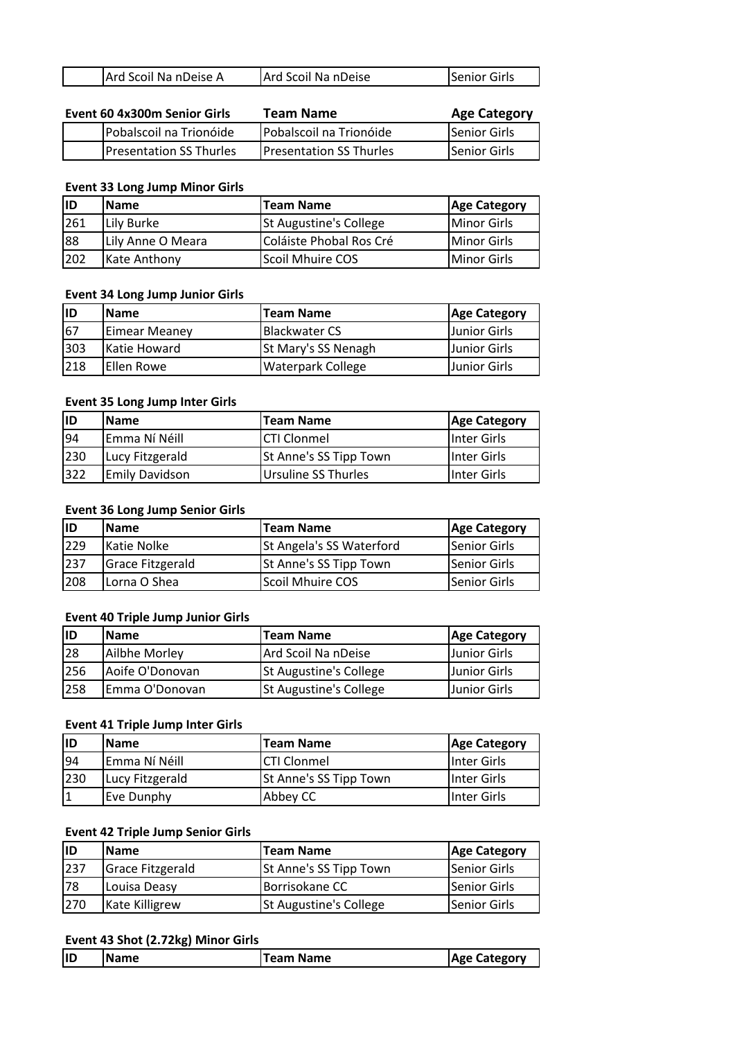|  | Ard Scoil Na nDeise A | Ard Scoil Na nDeise | Senior Girls |
|---|---|---|---|

**Event 60 4x300m Senior Girls**

|  |  | Team Name | Age Category |
|---|---|---|---|
|  | Pobalscoil na Trionóide | Pobalscoil na Trionóide | Senior Girls |
|  | Presentation SS Thurles | Presentation SS Thurles | Senior Girls |

**Event 33 Long Jump Minor Girls**

| ID | Name | Team Name | Age Category |
|---|---|---|---|
| 261 | Lily Burke | St Augustine's College | Minor Girls |
| 88 | Lily Anne O Meara | Coláiste Phobal Ros Cré | Minor Girls |
| 202 | Kate Anthony | Scoil Mhuire COS | Minor Girls |

**Event 34 Long Jump Junior Girls**

| ID | Name | Team Name | Age Category |
|---|---|---|---|
| 67 | Eimear Meaney | Blackwater CS | Junior Girls |
| 303 | Katie Howard | St Mary's SS Nenagh | Junior Girls |
| 218 | Ellen Rowe | Waterpark College | Junior Girls |

**Event 35 Long Jump Inter Girls**

| ID | Name | Team Name | Age Category |
|---|---|---|---|
| 94 | Emma Ní Néill | CTI Clonmel | Inter Girls |
| 230 | Lucy Fitzgerald | St Anne's SS Tipp Town | Inter Girls |
| 322 | Emily Davidson | Ursuline SS Thurles | Inter Girls |

**Event 36 Long Jump Senior Girls**

| ID | Name | Team Name | Age Category |
|---|---|---|---|
| 229 | Katie Nolke | St Angela's SS Waterford | Senior Girls |
| 237 | Grace Fitzgerald | St Anne's SS Tipp Town | Senior Girls |
| 208 | Lorna O Shea | Scoil Mhuire COS | Senior Girls |

**Event 40 Triple Jump Junior Girls**

| ID | Name | Team Name | Age Category |
|---|---|---|---|
| 28 | Ailbhe Morley | Ard Scoil Na nDeise | Junior Girls |
| 256 | Aoife O'Donovan | St Augustine's College | Junior Girls |
| 258 | Emma O'Donovan | St Augustine's College | Junior Girls |

**Event 41 Triple Jump Inter Girls**

| ID | Name | Team Name | Age Category |
|---|---|---|---|
| 94 | Emma Ní Néill | CTI Clonmel | Inter Girls |
| 230 | Lucy Fitzgerald | St Anne's SS Tipp Town | Inter Girls |
| 1 | Eve Dunphy | Abbey CC | Inter Girls |

**Event 42 Triple Jump Senior Girls**

| ID | Name | Team Name | Age Category |
|---|---|---|---|
| 237 | Grace Fitzgerald | St Anne's SS Tipp Town | Senior Girls |
| 78 | Louisa Deasy | Borrisokane CC | Senior Girls |
| 270 | Kate Killigrew | St Augustine's College | Senior Girls |

**Event 43 Shot (2.72kg) Minor Girls**

| ID | Name | Team Name | Age Category |
|---|---|---|---|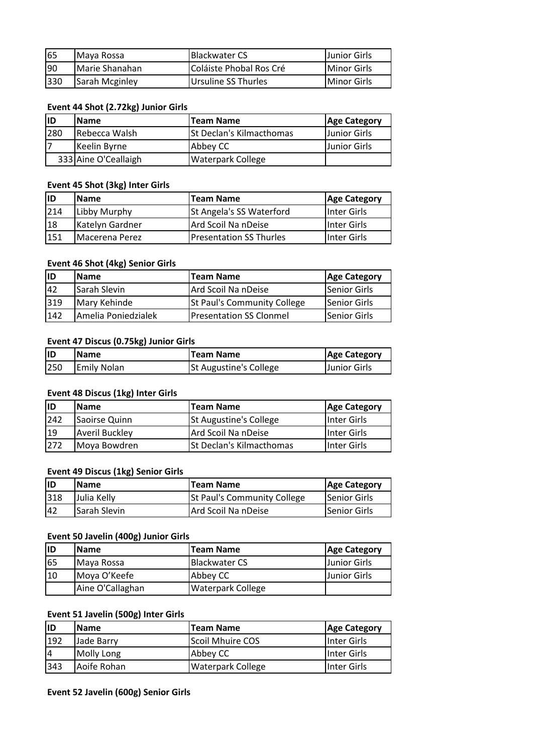| 65 | Maya Rossa | Blackwater CS | Junior Girls |
|---|---|---|---|
| 90 | Marie Shanahan | Coláiste Phobal Ros Cré | Minor Girls |
| 330 | Sarah Mcginley | Ursuline SS Thurles | Minor Girls |

**Event 44 Shot (2.72kg) Junior Girls**

| ID | Name | Team Name | Age Category |
|---|---|---|---|
| 280 | Rebecca Walsh | St Declan's Kilmacthomas | Junior Girls |
| 7 | Keelin Byrne | Abbey CC | Junior Girls |
| 333 | Aine O'Ceallaigh | Waterpark College | |

**Event 45 Shot (3kg) Inter Girls**

| ID | Name | Team Name | Age Category |
|---|---|---|---|
| 214 | Libby Murphy | St Angela's SS Waterford | Inter Girls |
| 18 | Katelyn Gardner | Ard Scoil Na nDeise | Inter Girls |
| 151 | Macerena Perez | Presentation SS Thurles | Inter Girls |

**Event 46 Shot (4kg) Senior Girls**

| ID | Name | Team Name | Age Category |
|---|---|---|---|
| 42 | Sarah Slevin | Ard Scoil Na nDeise | Senior Girls |
| 319 | Mary Kehinde | St Paul's Community College | Senior Girls |
| 142 | Amelia Poniedzialek | Presentation SS Clonmel | Senior Girls |

**Event 47 Discus (0.75kg) Junior Girls**

| ID | Name | Team Name | Age Category |
|---|---|---|---|
| 250 | Emily Nolan | St Augustine's College | Junior Girls |

**Event 48 Discus (1kg) Inter Girls**

| ID | Name | Team Name | Age Category |
|---|---|---|---|
| 242 | Saoirse Quinn | St Augustine's College | Inter Girls |
| 19 | Averil Buckley | Ard Scoil Na nDeise | Inter Girls |
| 272 | Moya Bowdren | St Declan's Kilmacthomas | Inter Girls |

**Event 49 Discus (1kg) Senior Girls**

| ID | Name | Team Name | Age Category |
|---|---|---|---|
| 318 | Julia Kelly | St Paul's Community College | Senior Girls |
| 42 | Sarah Slevin | Ard Scoil Na nDeise | Senior Girls |

**Event 50 Javelin (400g) Junior Girls**

| ID | Name | Team Name | Age Category |
|---|---|---|---|
| 65 | Maya Rossa | Blackwater CS | Junior Girls |
| 10 | Moya O'Keefe | Abbey CC | Junior Girls |
| | Aine O'Callaghan | Waterpark College | |

**Event 51 Javelin (500g) Inter Girls**

| ID | Name | Team Name | Age Category |
|---|---|---|---|
| 192 | Jade Barry | Scoil Mhuire COS | Inter Girls |
| 4 | Molly Long | Abbey CC | Inter Girls |
| 343 | Aoife Rohan | Waterpark College | Inter Girls |

**Event 52 Javelin (600g) Senior Girls**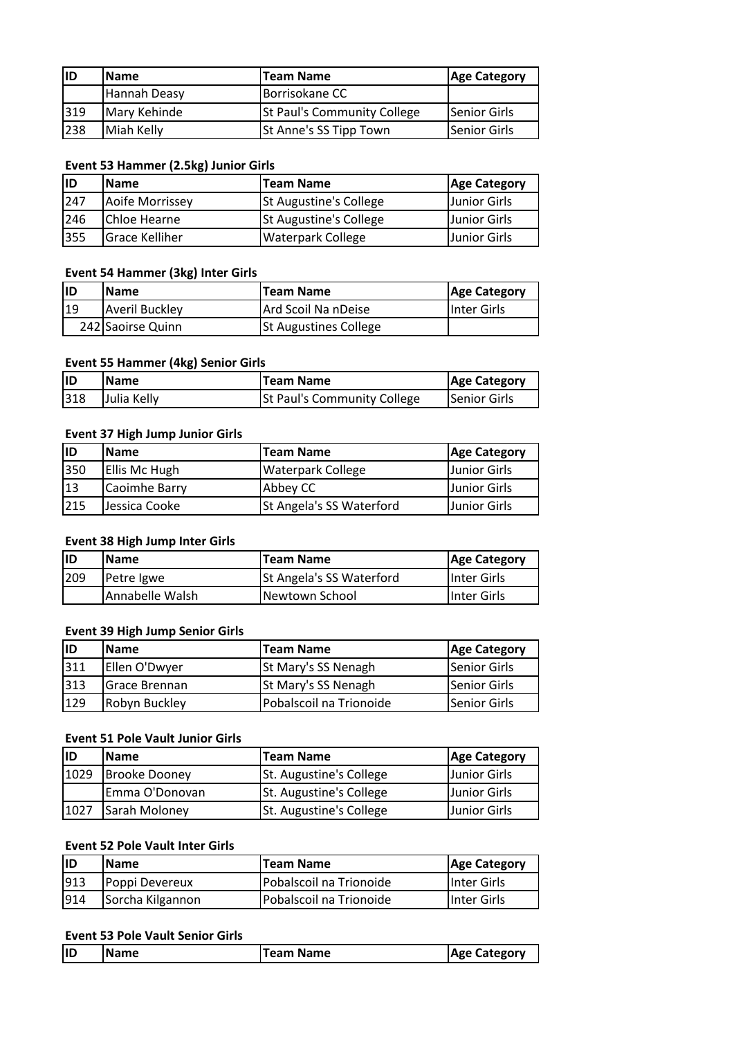| ID | Name | Team Name | Age Category |
|---|---|---|---|
| | Hannah Deasy | Borrisokane CC | |
| 319 | Mary Kehinde | St Paul's Community College | Senior Girls |
| 238 | Miah Kelly | St Anne's SS Tipp Town | Senior Girls |

**Event 53 Hammer (2.5kg) Junior Girls**

| ID | Name | Team Name | Age Category |
|---|---|---|---|
| 247 | Aoife Morrissey | St Augustine's College | Junior Girls |
| 246 | Chloe Hearne | St Augustine's College | Junior Girls |
| 355 | Grace Kelliher | Waterpark College | Junior Girls |

**Event 54 Hammer (3kg) Inter Girls**

| ID | Name | Team Name | Age Category |
|---|---|---|---|
| 19 | Averil Buckley | Ard Scoil Na nDeise | Inter Girls |
| 242 | Saoirse Quinn | St Augustines College | |

**Event 55 Hammer (4kg) Senior Girls**

| ID | Name | Team Name | Age Category |
|---|---|---|---|
| 318 | Julia Kelly | St Paul's Community College | Senior Girls |

**Event 37 High Jump Junior Girls**

| ID | Name | Team Name | Age Category |
|---|---|---|---|
| 350 | Ellis Mc Hugh | Waterpark College | Junior Girls |
| 13 | Caoimhe Barry | Abbey CC | Junior Girls |
| 215 | Jessica Cooke | St Angela's SS Waterford | Junior Girls |

**Event 38 High Jump Inter Girls**

| ID | Name | Team Name | Age Category |
|---|---|---|---|
| 209 | Petre Igwe | St Angela's SS Waterford | Inter Girls |
| | Annabelle Walsh | Newtown School | Inter Girls |

**Event 39 High Jump Senior Girls**

| ID | Name | Team Name | Age Category |
|---|---|---|---|
| 311 | Ellen O'Dwyer | St Mary's SS Nenagh | Senior Girls |
| 313 | Grace Brennan | St Mary's SS Nenagh | Senior Girls |
| 129 | Robyn Buckley | Pobalscoil na Trionoide | Senior Girls |

**Event 51 Pole Vault Junior Girls**

| ID | Name | Team Name | Age Category |
|---|---|---|---|
| 1029 | Brooke Dooney | St. Augustine's College | Junior Girls |
| | Emma O'Donovan | St. Augustine's College | Junior Girls |
| 1027 | Sarah Moloney | St. Augustine's College | Junior Girls |

**Event 52 Pole Vault Inter Girls**

| ID | Name | Team Name | Age Category |
|---|---|---|---|
| 913 | Poppi Devereux | Pobalscoil na Trionoide | Inter Girls |
| 914 | Sorcha Kilgannon | Pobalscoil na Trionoide | Inter Girls |

**Event 53 Pole Vault Senior Girls**

| ID | Name | Team Name | Age Category |
|---|---|---|---|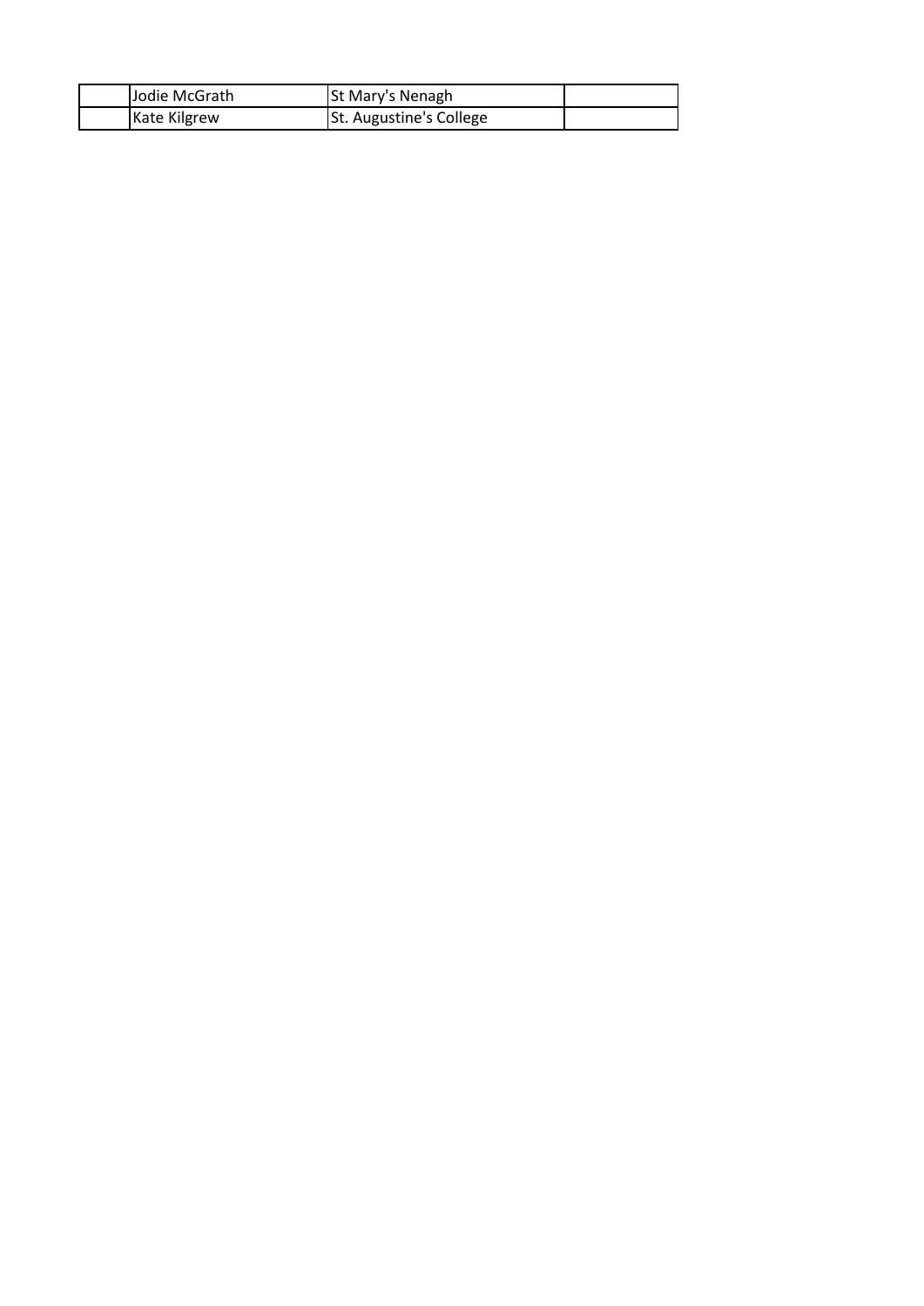| | | | |
|---|---|---|---|
| | Jodie McGrath | St Mary's Nenagh | |
| | Kate Kilgrew | St. Augustine's College | |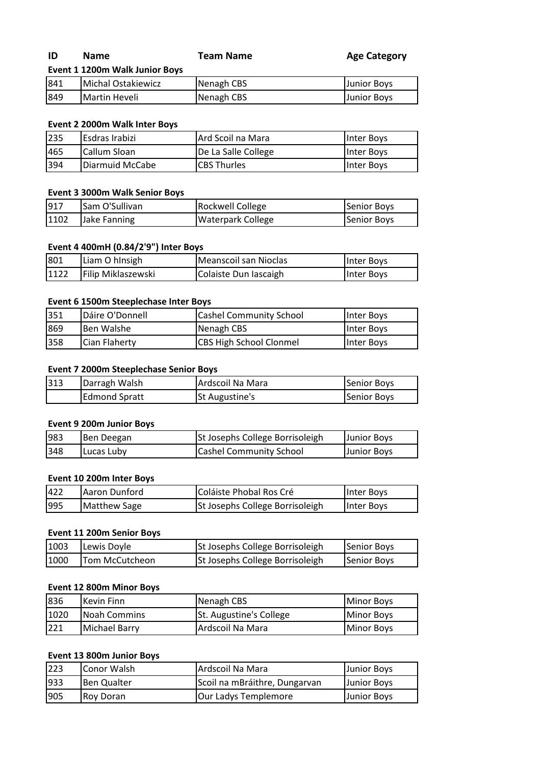| ID | Name | Team Name | Age Category |
|---|---|---|---|

**Event 1 1200m Walk Junior Boys**

| ID | Name | Team Name | Age Category |
|---|---|---|---|
| 841 | Michal Ostakiewicz | Nenagh CBS | Junior Boys |
| 849 | Martin Heveli | Nenagh CBS | Junior Boys |

**Event 2 2000m Walk Inter Boys**

| ID | Name | Team Name | Age Category |
|---|---|---|---|
| 235 | Esdras Irabizi | Ard Scoil na Mara | Inter Boys |
| 465 | Callum Sloan | De La Salle College | Inter Boys |
| 394 | Diarmuid McCabe | CBS Thurles | Inter Boys |

**Event 3 3000m Walk Senior Boys**

| ID | Name | Team Name | Age Category |
|---|---|---|---|
| 917 | Sam O'Sullivan | Rockwell College | Senior Boys |
| 1102 | Jake Fanning | Waterpark College | Senior Boys |

**Event 4 400mH (0.84/2'9") Inter Boys**

| ID | Name | Team Name | Age Category |
|---|---|---|---|
| 801 | Liam O hInsigh | Meanscoil san Nioclas | Inter Boys |
| 1122 | Filip Miklaszewski | Colaiste Dun Iascaigh | Inter Boys |

**Event 6 1500m Steeplechase Inter Boys**

| ID | Name | Team Name | Age Category |
|---|---|---|---|
| 351 | Dáire O'Donnell | Cashel Community School | Inter Boys |
| 869 | Ben Walshe | Nenagh CBS | Inter Boys |
| 358 | Cian Flaherty | CBS High School Clonmel | Inter Boys |

**Event 7 2000m Steeplechase Senior Boys**

| ID | Name | Team Name | Age Category |
|---|---|---|---|
| 313 | Darragh Walsh | Ardscoil Na Mara | Senior Boys |
| | Edmond Spratt | St Augustine's | Senior Boys |

**Event 9 200m Junior Boys**

| ID | Name | Team Name | Age Category |
|---|---|---|---|
| 983 | Ben Deegan | St Josephs College Borrisoleigh | Junior Boys |
| 348 | Lucas Luby | Cashel Community School | Junior Boys |

**Event 10 200m Inter Boys**

| ID | Name | Team Name | Age Category |
|---|---|---|---|
| 422 | Aaron Dunford | Coláiste Phobal Ros Cré | Inter Boys |
| 995 | Matthew Sage | St Josephs College Borrisoleigh | Inter Boys |

**Event 11 200m Senior Boys**

| ID | Name | Team Name | Age Category |
|---|---|---|---|
| 1003 | Lewis Doyle | St Josephs College Borrisoleigh | Senior Boys |
| 1000 | Tom McCutcheon | St Josephs College Borrisoleigh | Senior Boys |

**Event 12 800m Minor Boys**

| ID | Name | Team Name | Age Category |
|---|---|---|---|
| 836 | Kevin Finn | Nenagh CBS | Minor Boys |
| 1020 | Noah Commins | St. Augustine's College | Minor Boys |
| 221 | Michael Barry | Ardscoil Na Mara | Minor Boys |

**Event 13 800m Junior Boys**

| ID | Name | Team Name | Age Category |
|---|---|---|---|
| 223 | Conor Walsh | Ardscoil Na Mara | Junior Boys |
| 933 | Ben Qualter | Scoil na mBráithre, Dungarvan | Junior Boys |
| 905 | Roy Doran | Our Ladys Templemore | Junior Boys |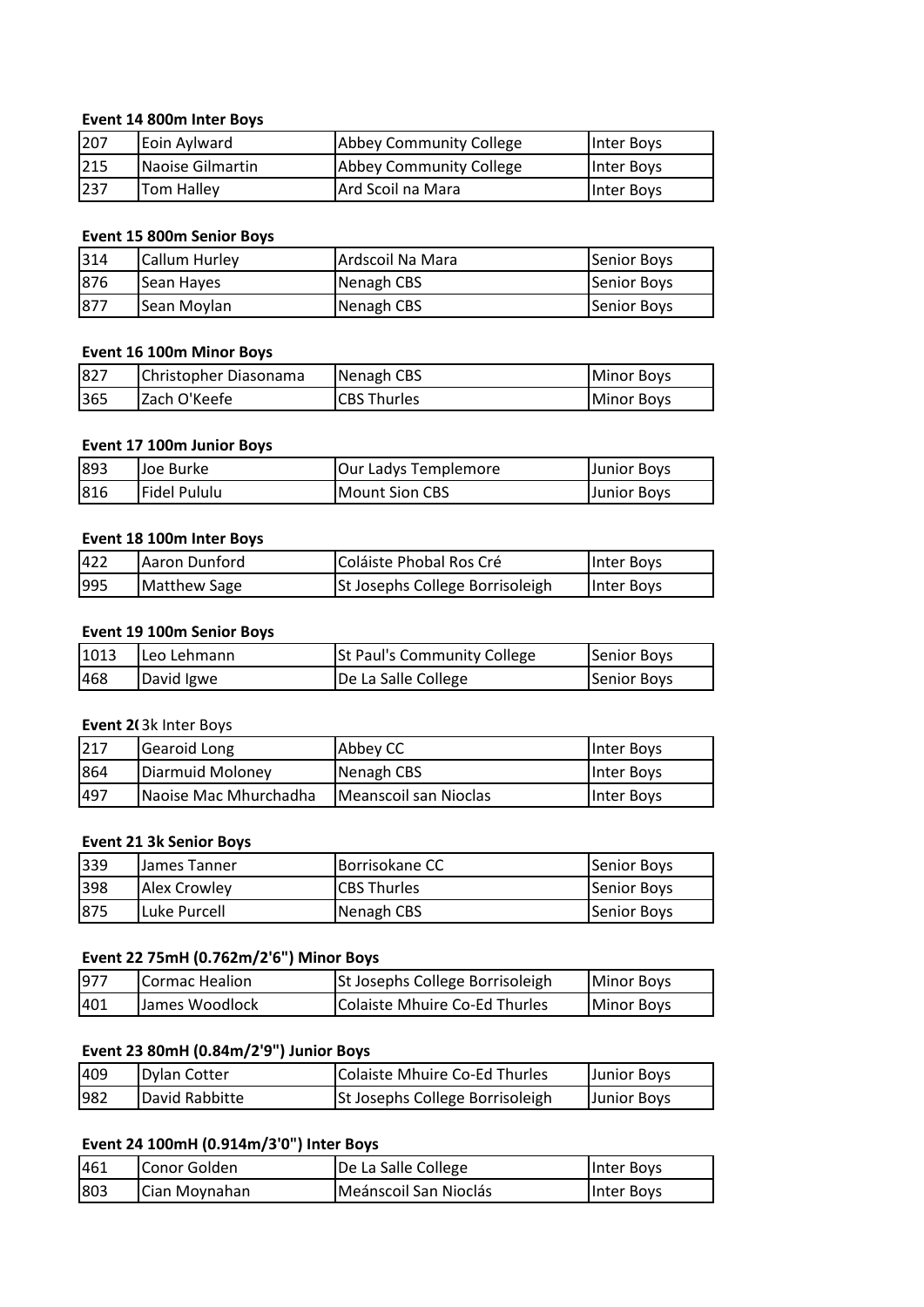**Event 14 800m Inter Boys**

| | | | |
|---|---|---|---|
| 207 | Eoin Aylward | Abbey Community College | Inter Boys |
| 215 | Naoise Gilmartin | Abbey Community College | Inter Boys |
| 237 | Tom Halley | Ard Scoil na Mara | Inter Boys |

**Event 15 800m Senior Boys**

| | | | |
|---|---|---|---|
| 314 | Callum Hurley | Ardscoil Na Mara | Senior Boys |
| 876 | Sean Hayes | Nenagh CBS | Senior Boys |
| 877 | Sean Moylan | Nenagh CBS | Senior Boys |

**Event 16 100m Minor Boys**

| | | | |
|---|---|---|---|
| 827 | Christopher Diasonama | Nenagh CBS | Minor Boys |
| 365 | Zach O'Keefe | CBS Thurles | Minor Boys |

**Event 17 100m Junior Boys**

| | | | |
|---|---|---|---|
| 893 | Joe Burke | Our Ladys Templemore | Junior Boys |
| 816 | Fidel Pululu | Mount Sion CBS | Junior Boys |

**Event 18 100m Inter Boys**

| | | | |
|---|---|---|---|
| 422 | Aaron Dunford | Coláiste Phobal Ros Cré | Inter Boys |
| 995 | Matthew Sage | St Josephs College Borrisoleigh | Inter Boys |

**Event 19 100m Senior Boys**

| | | | |
|---|---|---|---|
| 1013 | Leo Lehmann | St Paul's Community College | Senior Boys |
| 468 | David Igwe | De La Salle College | Senior Boys |

**Event 2(** 3k Inter Boys

| | | | |
|---|---|---|---|
| 217 | Gearoid Long | Abbey CC | Inter Boys |
| 864 | Diarmuid Moloney | Nenagh CBS | Inter Boys |
| 497 | Naoise Mac Mhurchadha | Meanscoil san Nioclas | Inter Boys |

**Event 21 3k Senior Boys**

| | | | |
|---|---|---|---|
| 339 | James Tanner | Borrisokane CC | Senior Boys |
| 398 | Alex Crowley | CBS Thurles | Senior Boys |
| 875 | Luke Purcell | Nenagh CBS | Senior Boys |

**Event 22 75mH (0.762m/2'6") Minor Boys**

| | | | |
|---|---|---|---|
| 977 | Cormac Healion | St Josephs College Borrisoleigh | Minor Boys |
| 401 | James Woodlock | Colaiste Mhuire Co-Ed Thurles | Minor Boys |

**Event 23 80mH (0.84m/2'9") Junior Boys**

| | | | |
|---|---|---|---|
| 409 | Dylan Cotter | Colaiste Mhuire Co-Ed Thurles | Junior Boys |
| 982 | David Rabbitte | St Josephs College Borrisoleigh | Junior Boys |

**Event 24 100mH (0.914m/3'0") Inter Boys**

| | | | |
|---|---|---|---|
| 461 | Conor Golden | De La Salle College | Inter Boys |
| 803 | Cian Moynahan | Meánscoil San Nioclás | Inter Boys |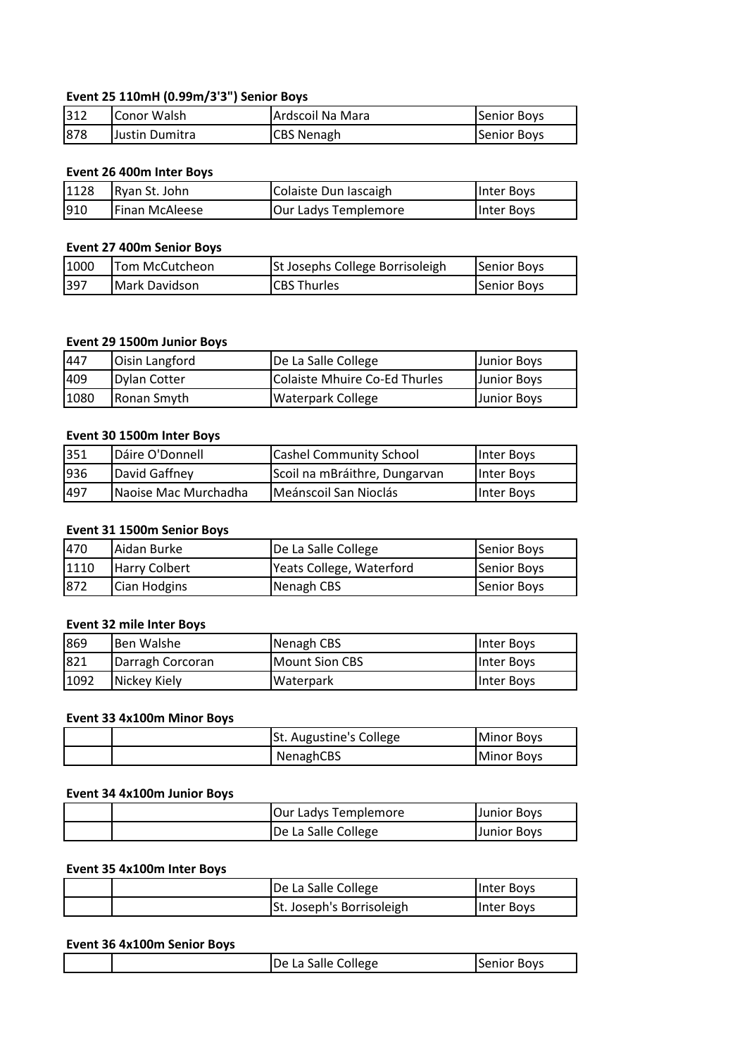**Event 25 110mH (0.99m/3'3") Senior Boys**

| | | | |
|---|---|---|---|
| 312 | Conor Walsh | Ardscoil Na Mara | Senior Boys |
| 878 | Justin Dumitra | CBS Nenagh | Senior Boys |

**Event 26 400m Inter Boys**

| | | | |
|---|---|---|---|
| 1128 | Ryan St. John | Colaiste Dun Iascaigh | Inter Boys |
| 910 | Finan McAleese | Our Ladys Templemore | Inter Boys |

**Event 27 400m Senior Boys**

| | | | |
|---|---|---|---|
| 1000 | Tom McCutcheon | St Josephs College Borrisoleigh | Senior Boys |
| 397 | Mark Davidson | CBS Thurles | Senior Boys |

**Event 29 1500m Junior Boys**

| | | | |
|---|---|---|---|
| 447 | Oisin Langford | De La Salle College | Junior Boys |
| 409 | Dylan Cotter | Colaiste Mhuire Co-Ed Thurles | Junior Boys |
| 1080 | Ronan Smyth | Waterpark College | Junior Boys |

**Event 30 1500m Inter Boys**

| | | | |
|---|---|---|---|
| 351 | Dáire O'Donnell | Cashel Community School | Inter Boys |
| 936 | David Gaffney | Scoil na mBráithre, Dungarvan | Inter Boys |
| 497 | Naoise Mac Murchadha | Meánscoil San Nioclás | Inter Boys |

**Event 31 1500m Senior Boys**

| | | | |
|---|---|---|---|
| 470 | Aidan Burke | De La Salle College | Senior Boys |
| 1110 | Harry Colbert | Yeats College, Waterford | Senior Boys |
| 872 | Cian Hodgins | Nenagh CBS | Senior Boys |

**Event 32 mile Inter Boys**

| | | | |
|---|---|---|---|
| 869 | Ben Walshe | Nenagh CBS | Inter Boys |
| 821 | Darragh Corcoran | Mount Sion CBS | Inter Boys |
| 1092 | Nickey Kiely | Waterpark | Inter Boys |

**Event 33 4x100m Minor Boys**

| | | | |
|---|---|---|---|
| | | St. Augustine's College | Minor Boys |
| | | NenaghCBS | Minor Boys |

**Event 34 4x100m Junior Boys**

| | | | |
|---|---|---|---|
| | | Our Ladys Templemore | Junior Boys |
| | | De La Salle College | Junior Boys |

**Event 35 4x100m Inter Boys**

| | | | |
|---|---|---|---|
| | | De La Salle College | Inter Boys |
| | | St. Joseph's Borrisoleigh | Inter Boys |

**Event 36 4x100m Senior Boys**

| | | | |
|---|---|---|---|
| | | De La Salle College | Senior Boys |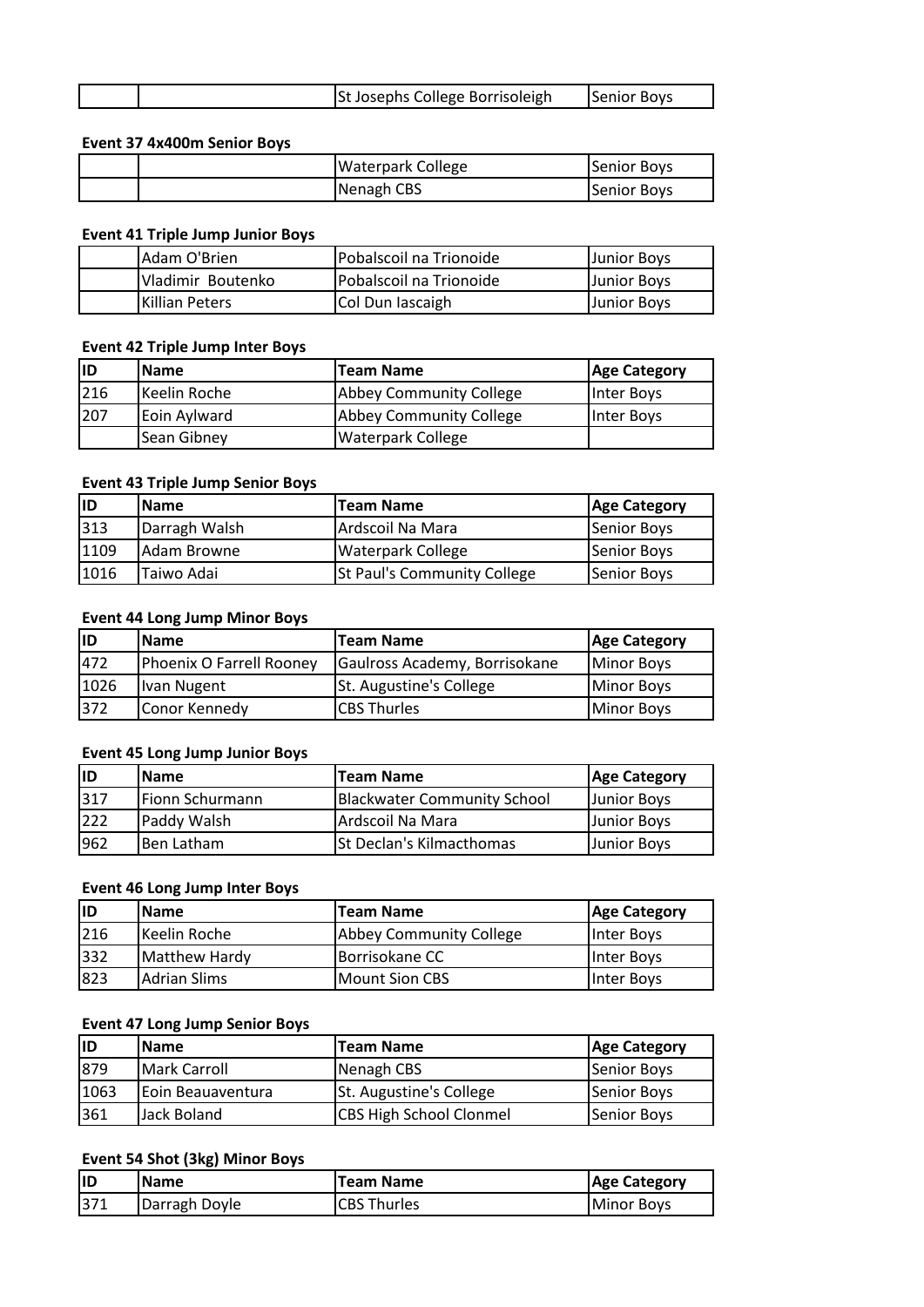| | | St Josephs College Borrisoleigh | Senior Boys |
|---|---|---|---|

**Event 37 4x400m Senior Boys**

| | | Waterpark College | Senior Boys |
|---|---|---|---|
| | | Nenagh CBS | Senior Boys |

**Event 41 Triple Jump Junior Boys**

| | Adam O'Brien | Pobalscoil na Trionoide | Junior Boys |
|---|---|---|---|
| | Vladimir Boutenko | Pobalscoil na Trionoide | Junior Boys |
| | Killian Peters | Col Dun Iascaigh | Junior Boys |

**Event 42 Triple Jump Inter Boys**

| ID | Name | Team Name | Age Category |
|---|---|---|---|
| 216 | Keelin Roche | Abbey Community College | Inter Boys |
| 207 | Eoin Aylward | Abbey Community College | Inter Boys |
| | Sean Gibney | Waterpark College | |

**Event 43 Triple Jump Senior Boys**

| ID | Name | Team Name | Age Category |
|---|---|---|---|
| 313 | Darragh Walsh | Ardscoil Na Mara | Senior Boys |
| 1109 | Adam Browne | Waterpark College | Senior Boys |
| 1016 | Taiwo Adai | St Paul's Community College | Senior Boys |

**Event 44 Long Jump Minor Boys**

| ID | Name | Team Name | Age Category |
|---|---|---|---|
| 472 | Phoenix O Farrell Rooney | Gaulross Academy, Borrisokane | Minor Boys |
| 1026 | Ivan Nugent | St. Augustine's College | Minor Boys |
| 372 | Conor Kennedy | CBS Thurles | Minor Boys |

**Event 45 Long Jump Junior Boys**

| ID | Name | Team Name | Age Category |
|---|---|---|---|
| 317 | Fionn Schurmann | Blackwater Community School | Junior Boys |
| 222 | Paddy Walsh | Ardscoil Na Mara | Junior Boys |
| 962 | Ben Latham | St Declan's Kilmacthomas | Junior Boys |

**Event 46 Long Jump Inter Boys**

| ID | Name | Team Name | Age Category |
|---|---|---|---|
| 216 | Keelin Roche | Abbey Community College | Inter Boys |
| 332 | Matthew Hardy | Borrisokane CC | Inter Boys |
| 823 | Adrian Slims | Mount Sion CBS | Inter Boys |

**Event 47 Long Jump Senior Boys**

| ID | Name | Team Name | Age Category |
|---|---|---|---|
| 879 | Mark Carroll | Nenagh CBS | Senior Boys |
| 1063 | Eoin Beauaventura | St. Augustine's College | Senior Boys |
| 361 | Jack Boland | CBS High School Clonmel | Senior Boys |

**Event 54 Shot (3kg) Minor Boys**

| ID | Name | Team Name | Age Category |
|---|---|---|---|
| 371 | Darragh Doyle | CBS Thurles | Minor Boys |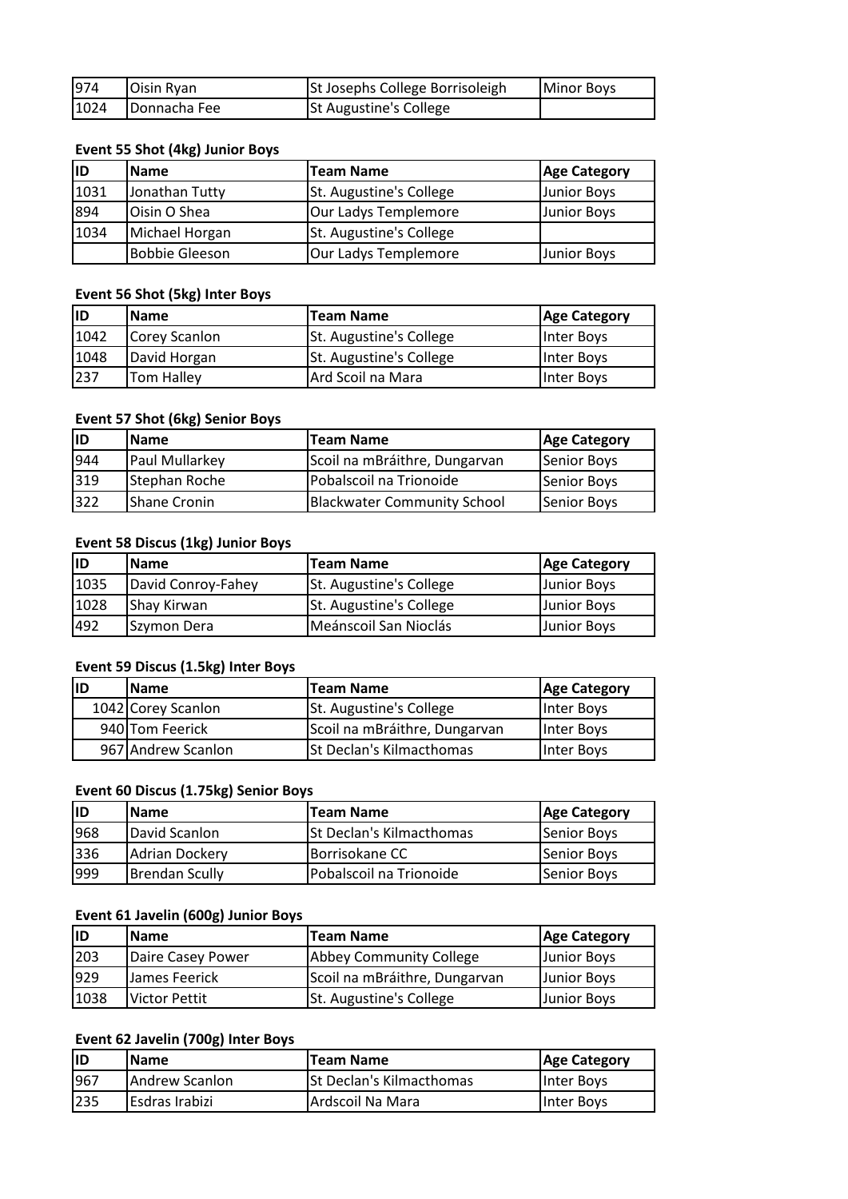| 974 | Oisin Ryan | St Josephs College Borrisoleigh | Minor Boys |
|---|---|---|---|
| 1024 | Donnacha Fee | St Augustine's College | |

**Event 55 Shot (4kg) Junior Boys**

| ID | Name | Team Name | Age Category |
|---|---|---|---|
| 1031 | Jonathan Tutty | St. Augustine's College | Junior Boys |
| 894 | Oisin O Shea | Our Ladys Templemore | Junior Boys |
| 1034 | Michael Horgan | St. Augustine's College | |
| | Bobbie Gleeson | Our Ladys Templemore | Junior Boys |

**Event 56 Shot (5kg) Inter Boys**

| ID | Name | Team Name | Age Category |
|---|---|---|---|
| 1042 | Corey Scanlon | St. Augustine's College | Inter Boys |
| 1048 | David Horgan | St. Augustine's College | Inter Boys |
| 237 | Tom Halley | Ard Scoil na Mara | Inter Boys |

**Event 57 Shot (6kg) Senior Boys**

| ID | Name | Team Name | Age Category |
|---|---|---|---|
| 944 | Paul Mullarkey | Scoil na mBráithre, Dungarvan | Senior Boys |
| 319 | Stephan Roche | Pobalscoil na Trionoide | Senior Boys |
| 322 | Shane Cronin | Blackwater Community School | Senior Boys |

**Event 58 Discus (1kg) Junior Boys**

| ID | Name | Team Name | Age Category |
|---|---|---|---|
| 1035 | David Conroy-Fahey | St. Augustine's College | Junior Boys |
| 1028 | Shay Kirwan | St. Augustine's College | Junior Boys |
| 492 | Szymon Dera | Meánscoil San Nioclás | Junior Boys |

**Event 59 Discus (1.5kg) Inter Boys**

| ID | Name | Team Name | Age Category |
|---|---|---|---|
| 1042 | Corey Scanlon | St. Augustine's College | Inter Boys |
| 940 | Tom Feerick | Scoil na mBráithre, Dungarvan | Inter Boys |
| 967 | Andrew Scanlon | St Declan's Kilmacthomas | Inter Boys |

**Event 60 Discus (1.75kg) Senior Boys**

| ID | Name | Team Name | Age Category |
|---|---|---|---|
| 968 | David Scanlon | St Declan's Kilmacthomas | Senior Boys |
| 336 | Adrian Dockery | Borrisokane CC | Senior Boys |
| 999 | Brendan Scully | Pobalscoil na Trionoide | Senior Boys |

**Event 61 Javelin (600g) Junior Boys**

| ID | Name | Team Name | Age Category |
|---|---|---|---|
| 203 | Daire Casey Power | Abbey Community College | Junior Boys |
| 929 | James Feerick | Scoil na mBráithre, Dungarvan | Junior Boys |
| 1038 | Victor Pettit | St. Augustine's College | Junior Boys |

**Event 62 Javelin (700g) Inter Boys**

| ID | Name | Team Name | Age Category |
|---|---|---|---|
| 967 | Andrew Scanlon | St Declan's Kilmacthomas | Inter Boys |
| 235 | Esdras Irabizi | Ardscoil Na Mara | Inter Boys |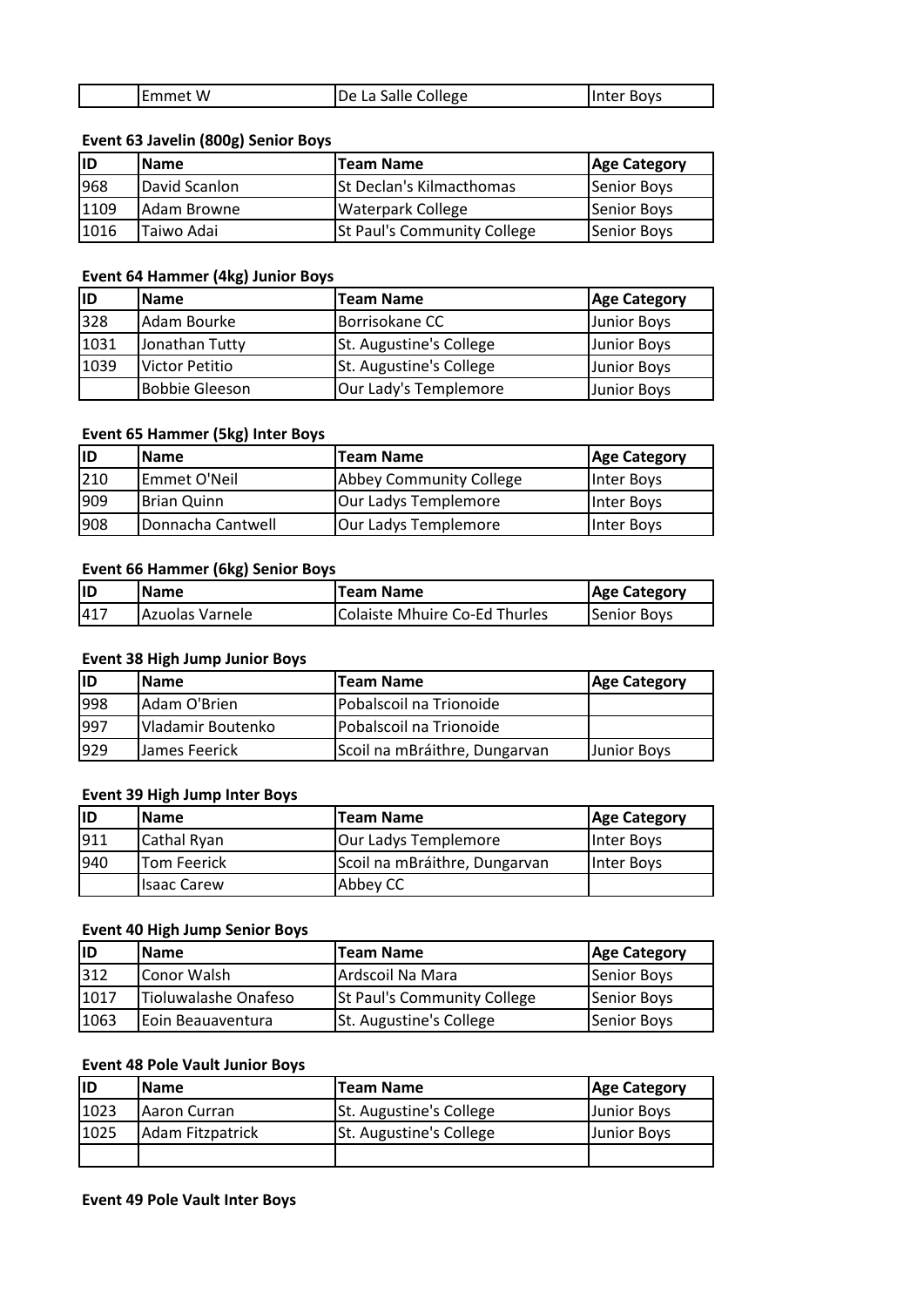| | Emmet W | De La Salle College | Inter Boys |
|---|---|---|---|

**Event 63 Javelin (800g) Senior Boys**

| ID | Name | Team Name | Age Category |
|---|---|---|---|
| 968 | David Scanlon | St Declan's Kilmacthomas | Senior Boys |
| 1109 | Adam Browne | Waterpark College | Senior Boys |
| 1016 | Taiwo Adai | St Paul's Community College | Senior Boys |

**Event 64 Hammer (4kg) Junior Boys**

| ID | Name | Team Name | Age Category |
|---|---|---|---|
| 328 | Adam Bourke | Borrisokane CC | Junior Boys |
| 1031 | Jonathan Tutty | St. Augustine's College | Junior Boys |
| 1039 | Victor Petitio | St. Augustine's College | Junior Boys |
| | Bobbie Gleeson | Our Lady's Templemore | Junior Boys |

**Event 65 Hammer (5kg) Inter Boys**

| ID | Name | Team Name | Age Category |
|---|---|---|---|
| 210 | Emmet O'Neil | Abbey Community College | Inter Boys |
| 909 | Brian Quinn | Our Ladys Templemore | Inter Boys |
| 908 | Donnacha Cantwell | Our Ladys Templemore | Inter Boys |

**Event 66 Hammer (6kg) Senior Boys**

| ID | Name | Team Name | Age Category |
|---|---|---|---|
| 417 | Azuolas Varnele | Colaiste Mhuire Co-Ed Thurles | Senior Boys |

**Event 38 High Jump Junior Boys**

| ID | Name | Team Name | Age Category |
|---|---|---|---|
| 998 | Adam O'Brien | Pobalscoil na Trionoide | |
| 997 | Vladamir Boutenko | Pobalscoil na Trionoide | |
| 929 | James Feerick | Scoil na mBráithre, Dungarvan | Junior Boys |

**Event 39 High Jump Inter Boys**

| ID | Name | Team Name | Age Category |
|---|---|---|---|
| 911 | Cathal Ryan | Our Ladys Templemore | Inter Boys |
| 940 | Tom Feerick | Scoil na mBráithre, Dungarvan | Inter Boys |
| | Isaac Carew | Abbey CC | |

**Event 40 High Jump Senior Boys**

| ID | Name | Team Name | Age Category |
|---|---|---|---|
| 312 | Conor Walsh | Ardscoil Na Mara | Senior Boys |
| 1017 | Tioluwalashe Onafeso | St Paul's Community College | Senior Boys |
| 1063 | Eoin Beauaventura | St. Augustine's College | Senior Boys |

**Event 48 Pole Vault Junior Boys**

| ID | Name | Team Name | Age Category |
|---|---|---|---|
| 1023 | Aaron Curran | St. Augustine's College | Junior Boys |
| 1025 | Adam Fitzpatrick | St. Augustine's College | Junior Boys |
| | | | |

**Event 49 Pole Vault Inter Boys**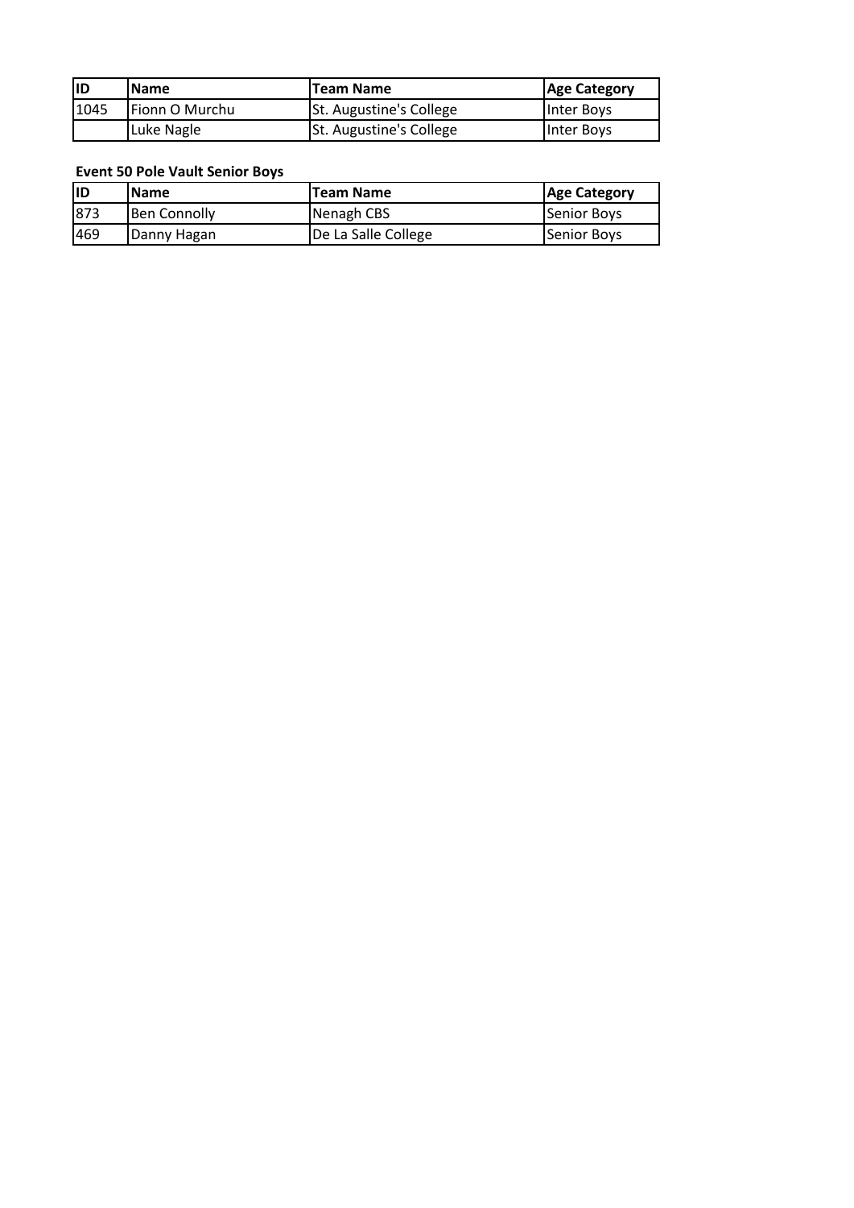| ID | Name | Team Name | Age Category |
|---|---|---|---|
| 1045 | Fionn O Murchu | St. Augustine's College | Inter Boys |
| | Luke Nagle | St. Augustine's College | Inter Boys |

**Event 50 Pole Vault Senior Boys**

| ID | Name | Team Name | Age Category |
|---|---|---|---|
| 873 | Ben Connolly | Nenagh CBS | Senior Boys |
| 469 | Danny Hagan | De La Salle College | Senior Boys |